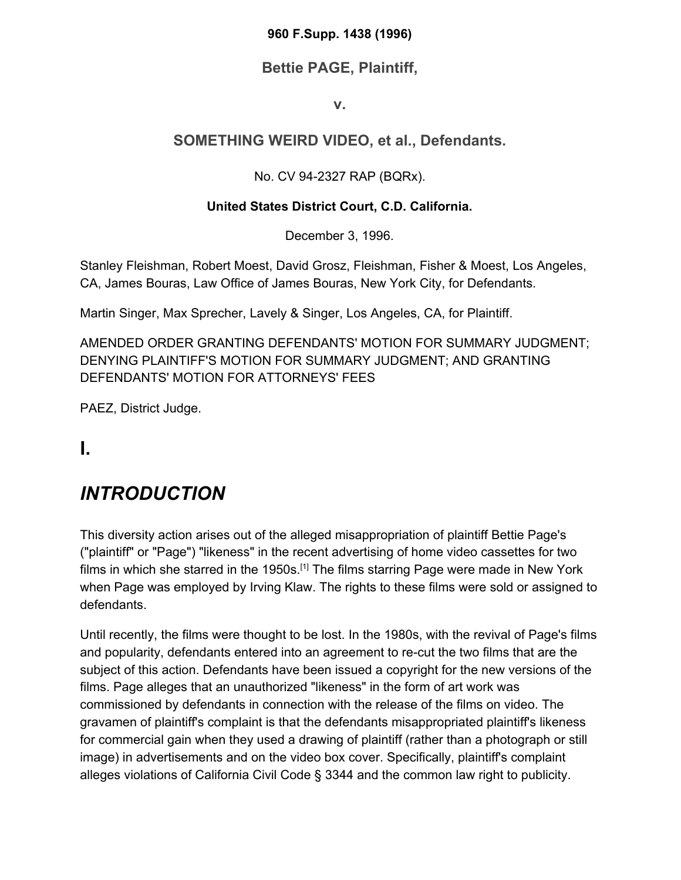**960 F.Supp. 1438 (1996)**

## Bettie PAGE, Plaintiff,

**v.**

## SOMETHING WEIRD VIDEO, et al., Defendants.

No. CV 94-2327 RAP (BQRx).

**United States District Court, C.D. California.**

December 3, 1996.

Stanley Fleishman, Robert Moest, David Grosz, Fleishman, Fisher & Moest, Los Angeles, CA, James Bouras, Law Office of James Bouras, New York City, for Defendants.

Martin Singer, Max Sprecher, Lavely & Singer, Los Angeles, CA, for Plaintiff.

AMENDED ORDER GRANTING DEFENDANTS' MOTION FOR SUMMARY JUDGMENT; DENYING PLAINTIFF'S MOTION FOR SUMMARY JUDGMENT; AND GRANTING DEFENDANTS' MOTION FOR ATTORNEYS' FEES

PAEZ, District Judge.

# I.

# *INTRODUCTION*

This diversity action arises out of the alleged misappropriation of plaintiff Bettie Page's ("plaintiff" or "Page") "likeness" in the recent advertising of home video cassettes for two films in which she starred in the 1950s.[1] The films starring Page were made in New York when Page was employed by Irving Klaw. The rights to these films were sold or assigned to defendants.

Until recently, the films were thought to be lost. In the 1980s, with the revival of Page's films and popularity, defendants entered into an agreement to re-cut the two films that are the subject of this action. Defendants have been issued a copyright for the new versions of the films. Page alleges that an unauthorized "likeness" in the form of art work was commissioned by defendants in connection with the release of the films on video. The gravamen of plaintiff's complaint is that the defendants misappropriated plaintiff's likeness for commercial gain when they used a drawing of plaintiff (rather than a photograph or still image) in advertisements and on the video box cover. Specifically, plaintiff's complaint alleges violations of California Civil Code § 3344 and the common law right to publicity.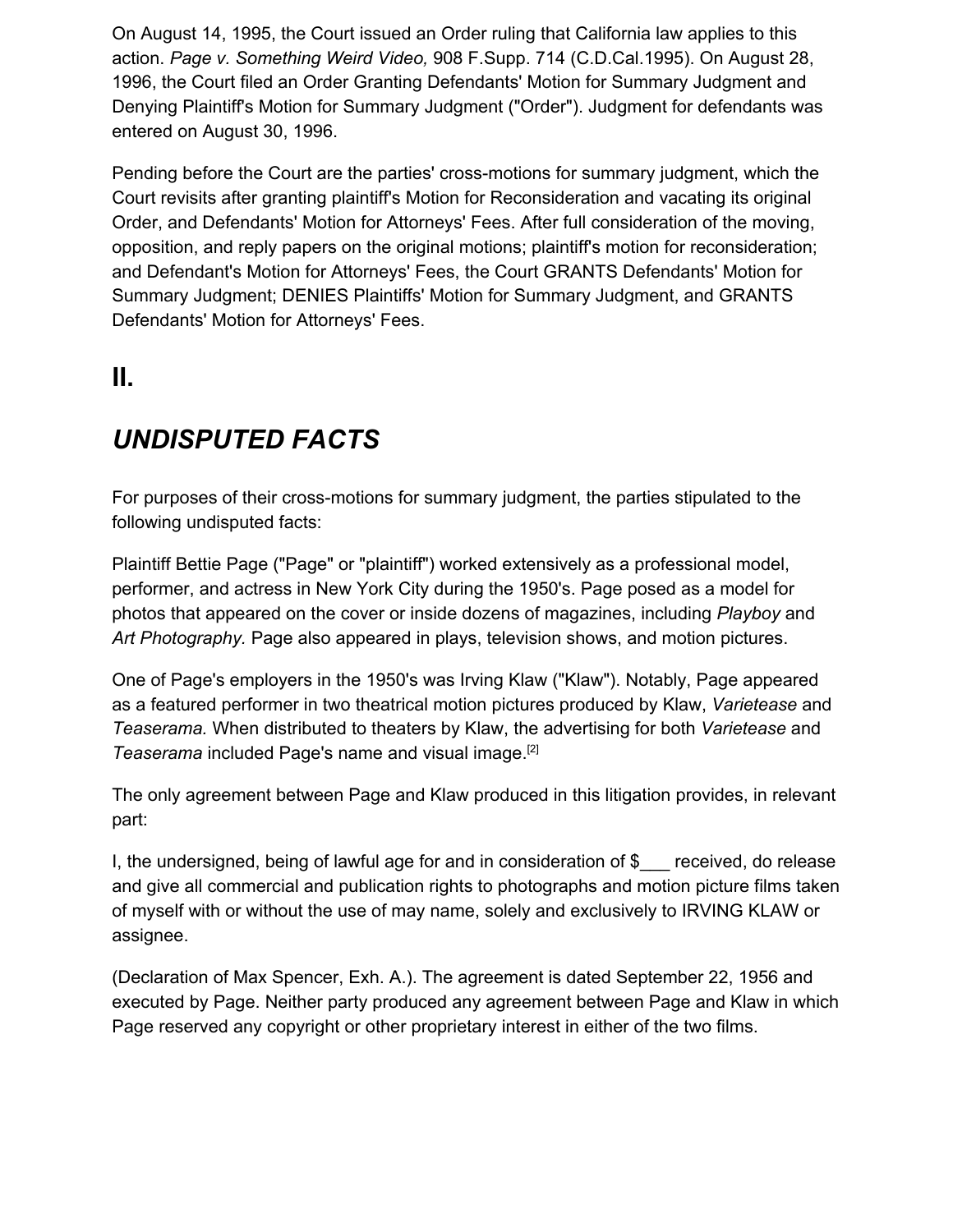On August 14, 1995, the Court issued an Order ruling that California law applies to this action. *Page v. Something Weird Video,* 908 F.Supp. 714 (C.D.Cal.1995). On August 28, 1996, the Court filed an Order Granting Defendants' Motion for Summary Judgment and Denying Plaintiff's Motion for Summary Judgment ("Order"). Judgment for defendants was entered on August 30, 1996.

Pending before the Court are the parties' cross-motions for summary judgment, which the Court revisits after granting plaintiff's Motion for Reconsideration and vacating its original Order, and Defendants' Motion for Attorneys' Fees. After full consideration of the moving, opposition, and reply papers on the original motions; plaintiff's motion for reconsideration; and Defendant's Motion for Attorneys' Fees, the Court GRANTS Defendants' Motion for Summary Judgment; DENIES Plaintiffs' Motion for Summary Judgment, and GRANTS Defendants' Motion for Attorneys' Fees.

## II.

## *UNDISPUTED FACTS*

For purposes of their cross-motions for summary judgment, the parties stipulated to the following undisputed facts:

Plaintiff Bettie Page ("Page" or "plaintiff") worked extensively as a professional model, performer, and actress in New York City during the 1950's. Page posed as a model for photos that appeared on the cover or inside dozens of magazines, including *Playboy* and *Art Photography.* Page also appeared in plays, television shows, and motion pictures.

One of Page's employers in the 1950's was Irving Klaw ("Klaw"). Notably, Page appeared as a featured performer in two theatrical motion pictures produced by Klaw, *Varietease* and *Teaserama.* When distributed to theaters by Klaw, the advertising for both *Varietease* and *Teaserama* included Page's name and visual image.[2]

The only agreement between Page and Klaw produced in this litigation provides, in relevant part:

I, the undersigned, being of lawful age for and in consideration of $___ received, do release and give all commercial and publication rights to photographs and motion picture films taken of myself with or without the use of may name, solely and exclusively to IRVING KLAW or assignee.

(Declaration of Max Spencer, Exh. A.). The agreement is dated September 22, 1956 and executed by Page. Neither party produced any agreement between Page and Klaw in which Page reserved any copyright or other proprietary interest in either of the two films.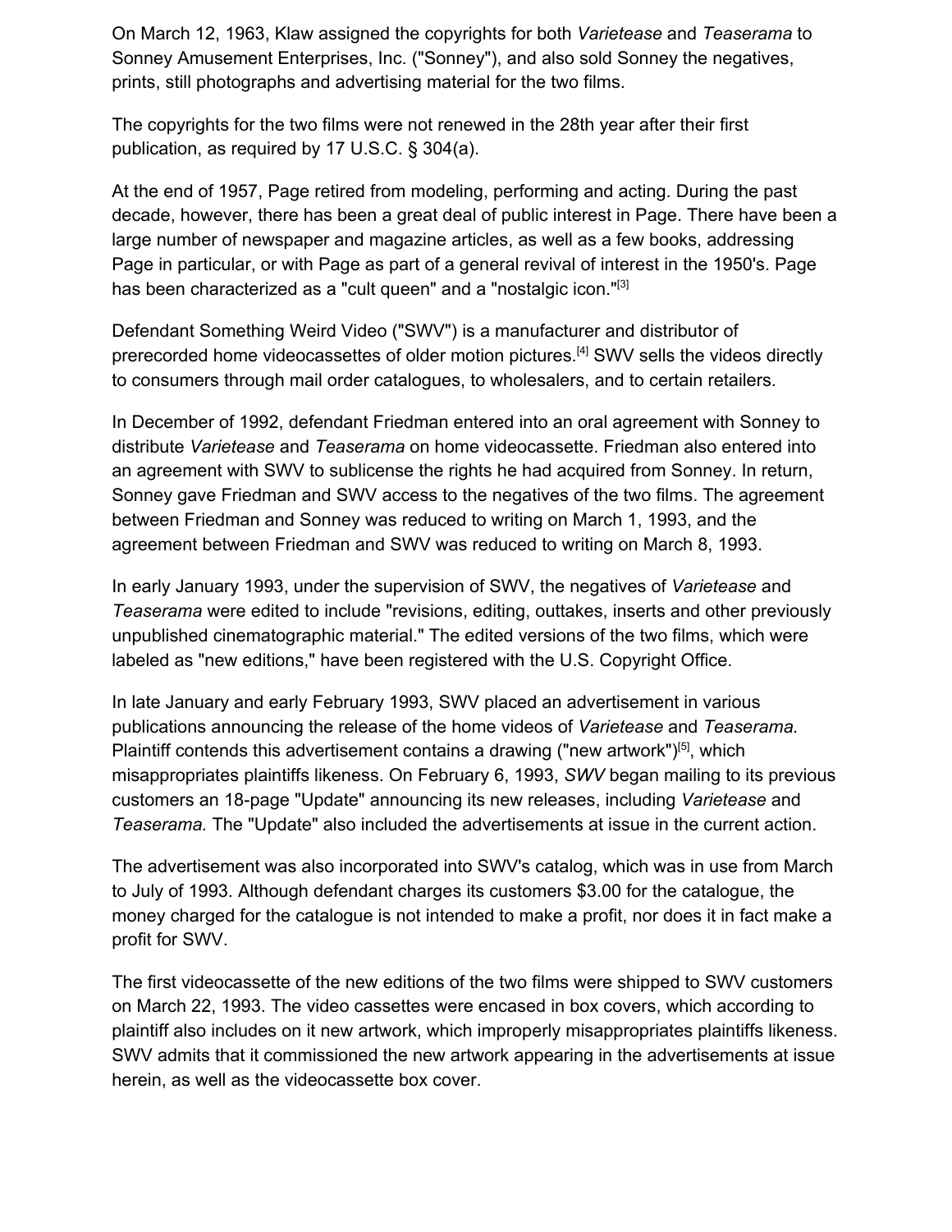On March 12, 1963, Klaw assigned the copyrights for both *Varietease* and *Teaserama* to Sonney Amusement Enterprises, Inc. ("Sonney"), and also sold Sonney the negatives, prints, still photographs and advertising material for the two films.

The copyrights for the two films were not renewed in the 28th year after their first publication, as required by 17 U.S.C. § 304(a).

At the end of 1957, Page retired from modeling, performing and acting. During the past decade, however, there has been a great deal of public interest in Page. There have been a large number of newspaper and magazine articles, as well as a few books, addressing Page in particular, or with Page as part of a general revival of interest in the 1950's. Page has been characterized as a "cult queen" and a "nostalgic icon."[3]

Defendant Something Weird Video ("SWV") is a manufacturer and distributor of prerecorded home videocassettes of older motion pictures.[4] SWV sells the videos directly to consumers through mail order catalogues, to wholesalers, and to certain retailers.

In December of 1992, defendant Friedman entered into an oral agreement with Sonney to distribute *Varietease* and *Teaserama* on home videocassette. Friedman also entered into an agreement with SWV to sublicense the rights he had acquired from Sonney. In return, Sonney gave Friedman and SWV access to the negatives of the two films. The agreement between Friedman and Sonney was reduced to writing on March 1, 1993, and the agreement between Friedman and SWV was reduced to writing on March 8, 1993.

In early January 1993, under the supervision of SWV, the negatives of *Varietease* and *Teaserama* were edited to include "revisions, editing, outtakes, inserts and other previously unpublished cinematographic material." The edited versions of the two films, which were labeled as "new editions," have been registered with the U.S. Copyright Office.

In late January and early February 1993, SWV placed an advertisement in various publications announcing the release of the home videos of *Varietease* and *Teaserama.* Plaintiff contends this advertisement contains a drawing ("new artwork")[5], which misappropriates plaintiffs likeness. On February 6, 1993, *SWV* began mailing to its previous customers an 18-page "Update" announcing its new releases, including *Varietease* and *Teaserama.* The "Update" also included the advertisements at issue in the current action.

The advertisement was also incorporated into SWV's catalog, which was in use from March to July of 1993. Although defendant charges its customers $3.00 for the catalogue, the money charged for the catalogue is not intended to make a profit, nor does it in fact make a profit for SWV.

The first videocassette of the new editions of the two films were shipped to SWV customers on March 22, 1993. The video cassettes were encased in box covers, which according to plaintiff also includes on it new artwork, which improperly misappropriates plaintiffs likeness. SWV admits that it commissioned the new artwork appearing in the advertisements at issue herein, as well as the videocassette box cover.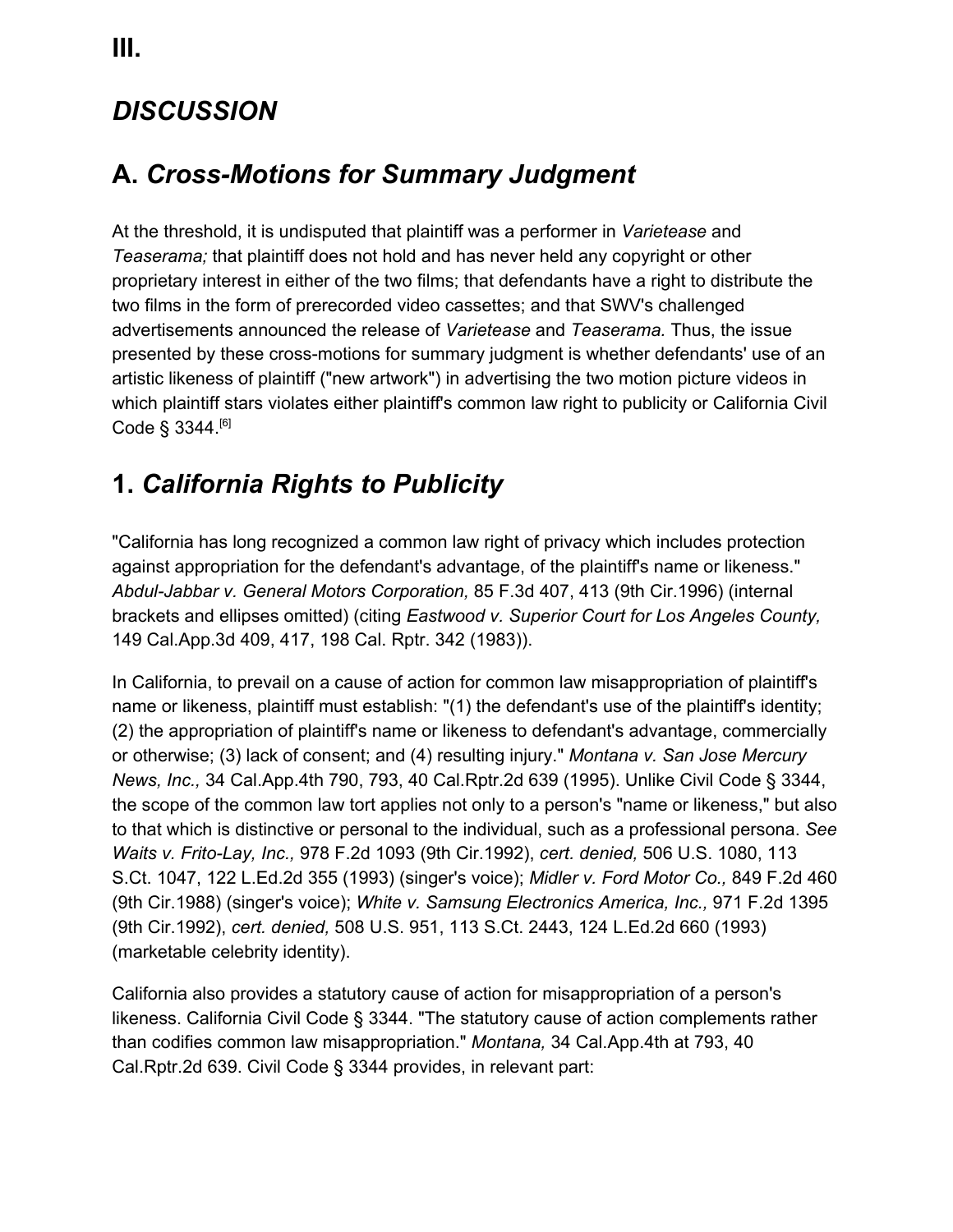# III.

## *DISCUSSION*

## A. *Cross-Motions for Summary Judgment*

At the threshold, it is undisputed that plaintiff was a performer in *Varietease* and *Teaserama;* that plaintiff does not hold and has never held any copyright or other proprietary interest in either of the two films; that defendants have a right to distribute the two films in the form of prerecorded video cassettes; and that SWV's challenged advertisements announced the release of *Varietease* and *Teaserama.* Thus, the issue presented by these cross-motions for summary judgment is whether defendants' use of an artistic likeness of plaintiff ("new artwork") in advertising the two motion picture videos in which plaintiff stars violates either plaintiff's common law right to publicity or California Civil Code § 3344.[6]

## 1. *California Rights to Publicity*

"California has long recognized a common law right of privacy which includes protection against appropriation for the defendant's advantage, of the plaintiff's name or likeness." *Abdul-Jabbar v. General Motors Corporation,* 85 F.3d 407, 413 (9th Cir.1996) (internal brackets and ellipses omitted) (citing *Eastwood v. Superior Court for Los Angeles County,* 149 Cal.App.3d 409, 417, 198 Cal. Rptr. 342 (1983)).

In California, to prevail on a cause of action for common law misappropriation of plaintiff's name or likeness, plaintiff must establish: "(1) the defendant's use of the plaintiff's identity; (2) the appropriation of plaintiff's name or likeness to defendant's advantage, commercially or otherwise; (3) lack of consent; and (4) resulting injury." *Montana v. San Jose Mercury News, Inc.,* 34 Cal.App.4th 790, 793, 40 Cal.Rptr.2d 639 (1995). Unlike Civil Code § 3344, the scope of the common law tort applies not only to a person's "name or likeness," but also to that which is distinctive or personal to the individual, such as a professional persona. *See Waits v. Frito-Lay, Inc.,* 978 F.2d 1093 (9th Cir.1992), *cert. denied,* 506 U.S. 1080, 113 S.Ct. 1047, 122 L.Ed.2d 355 (1993) (singer's voice); *Midler v. Ford Motor Co.,* 849 F.2d 460 (9th Cir.1988) (singer's voice); *White v. Samsung Electronics America, Inc.,* 971 F.2d 1395 (9th Cir.1992), *cert. denied,* 508 U.S. 951, 113 S.Ct. 2443, 124 L.Ed.2d 660 (1993) (marketable celebrity identity).

California also provides a statutory cause of action for misappropriation of a person's likeness. California Civil Code § 3344. "The statutory cause of action complements rather than codifies common law misappropriation." *Montana,* 34 Cal.App.4th at 793, 40 Cal.Rptr.2d 639. Civil Code § 3344 provides, in relevant part: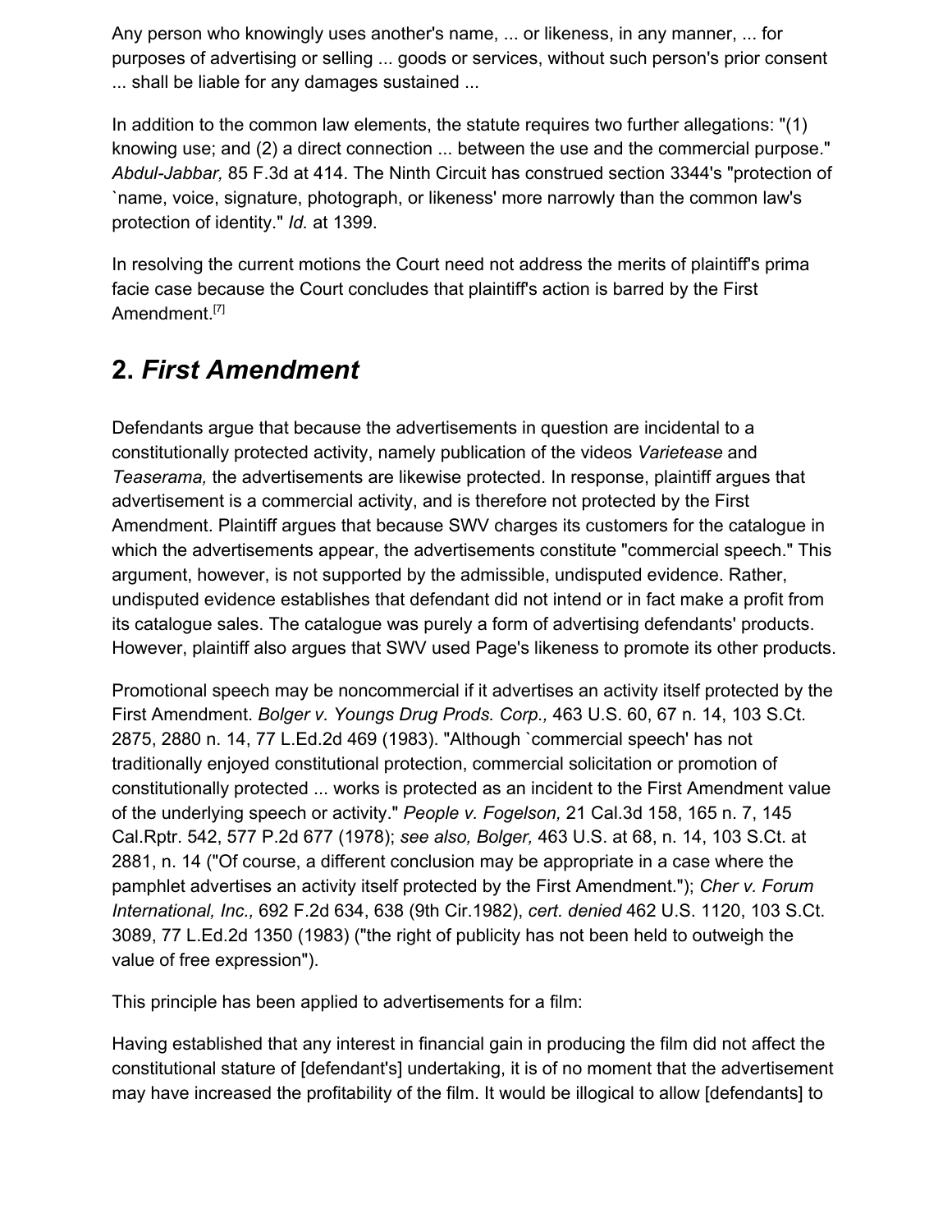Any person who knowingly uses another's name, ... or likeness, in any manner, ... for purposes of advertising or selling ... goods or services, without such person's prior consent ... shall be liable for any damages sustained ...

In addition to the common law elements, the statute requires two further allegations: "(1) knowing use; and (2) a direct connection ... between the use and the commercial purpose." *Abdul-Jabbar,* 85 F.3d at 414. The Ninth Circuit has construed section 3344's "protection of `name, voice, signature, photograph, or likeness' more narrowly than the common law's protection of identity." *Id.* at 1399.

In resolving the current motions the Court need not address the merits of plaintiff's prima facie case because the Court concludes that plaintiff's action is barred by the First Amendment.[7]

## 2. *First Amendment*

Defendants argue that because the advertisements in question are incidental to a constitutionally protected activity, namely publication of the videos *Varietease* and *Teaserama,* the advertisements are likewise protected. In response, plaintiff argues that advertisement is a commercial activity, and is therefore not protected by the First Amendment. Plaintiff argues that because SWV charges its customers for the catalogue in which the advertisements appear, the advertisements constitute "commercial speech." This argument, however, is not supported by the admissible, undisputed evidence. Rather, undisputed evidence establishes that defendant did not intend or in fact make a profit from its catalogue sales. The catalogue was purely a form of advertising defendants' products. However, plaintiff also argues that SWV used Page's likeness to promote its other products.

Promotional speech may be noncommercial if it advertises an activity itself protected by the First Amendment. *Bolger v. Youngs Drug Prods. Corp.,* 463 U.S. 60, 67 n. 14, 103 S.Ct. 2875, 2880 n. 14, 77 L.Ed.2d 469 (1983). "Although `commercial speech' has not traditionally enjoyed constitutional protection, commercial solicitation or promotion of constitutionally protected ... works is protected as an incident to the First Amendment value of the underlying speech or activity." *People v. Fogelson,* 21 Cal.3d 158, 165 n. 7, 145 Cal.Rptr. 542, 577 P.2d 677 (1978); *see also, Bolger,* 463 U.S. at 68, n. 14, 103 S.Ct. at 2881, n. 14 ("Of course, a different conclusion may be appropriate in a case where the pamphlet advertises an activity itself protected by the First Amendment."); *Cher v. Forum International, Inc.,* 692 F.2d 634, 638 (9th Cir.1982), *cert. denied* 462 U.S. 1120, 103 S.Ct. 3089, 77 L.Ed.2d 1350 (1983) ("the right of publicity has not been held to outweigh the value of free expression").

This principle has been applied to advertisements for a film:

Having established that any interest in financial gain in producing the film did not affect the constitutional stature of [defendant's] undertaking, it is of no moment that the advertisement may have increased the profitability of the film. It would be illogical to allow [defendants] to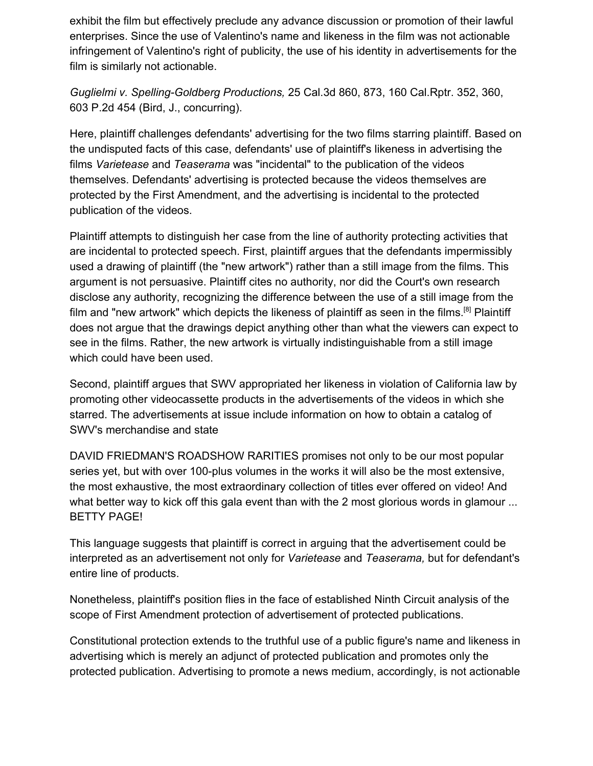exhibit the film but effectively preclude any advance discussion or promotion of their lawful enterprises. Since the use of Valentino's name and likeness in the film was not actionable infringement of Valentino's right of publicity, the use of his identity in advertisements for the film is similarly not actionable.

*Guglielmi v. Spelling-Goldberg Productions,* 25 Cal.3d 860, 873, 160 Cal.Rptr. 352, 360, 603 P.2d 454 (Bird, J., concurring).

Here, plaintiff challenges defendants' advertising for the two films starring plaintiff. Based on the undisputed facts of this case, defendants' use of plaintiff's likeness in advertising the films *Varietease* and *Teaserama* was "incidental" to the publication of the videos themselves. Defendants' advertising is protected because the videos themselves are protected by the First Amendment, and the advertising is incidental to the protected publication of the videos.

Plaintiff attempts to distinguish her case from the line of authority protecting activities that are incidental to protected speech. First, plaintiff argues that the defendants impermissibly used a drawing of plaintiff (the "new artwork") rather than a still image from the films. This argument is not persuasive. Plaintiff cites no authority, nor did the Court's own research disclose any authority, recognizing the difference between the use of a still image from the film and "new artwork" which depicts the likeness of plaintiff as seen in the films.[8] Plaintiff does not argue that the drawings depict anything other than what the viewers can expect to see in the films. Rather, the new artwork is virtually indistinguishable from a still image which could have been used.

Second, plaintiff argues that SWV appropriated her likeness in violation of California law by promoting other videocassette products in the advertisements of the videos in which she starred. The advertisements at issue include information on how to obtain a catalog of SWV's merchandise and state

DAVID FRIEDMAN'S ROADSHOW RARITIES promises not only to be our most popular series yet, but with over 100-plus volumes in the works it will also be the most extensive, the most exhaustive, the most extraordinary collection of titles ever offered on video! And what better way to kick off this gala event than with the 2 most glorious words in glamour ... BETTY PAGE!

This language suggests that plaintiff is correct in arguing that the advertisement could be interpreted as an advertisement not only for *Varietease* and *Teaserama,* but for defendant's entire line of products.

Nonetheless, plaintiff's position flies in the face of established Ninth Circuit analysis of the scope of First Amendment protection of advertisement of protected publications.

Constitutional protection extends to the truthful use of a public figure's name and likeness in advertising which is merely an adjunct of protected publication and promotes only the protected publication. Advertising to promote a news medium, accordingly, is not actionable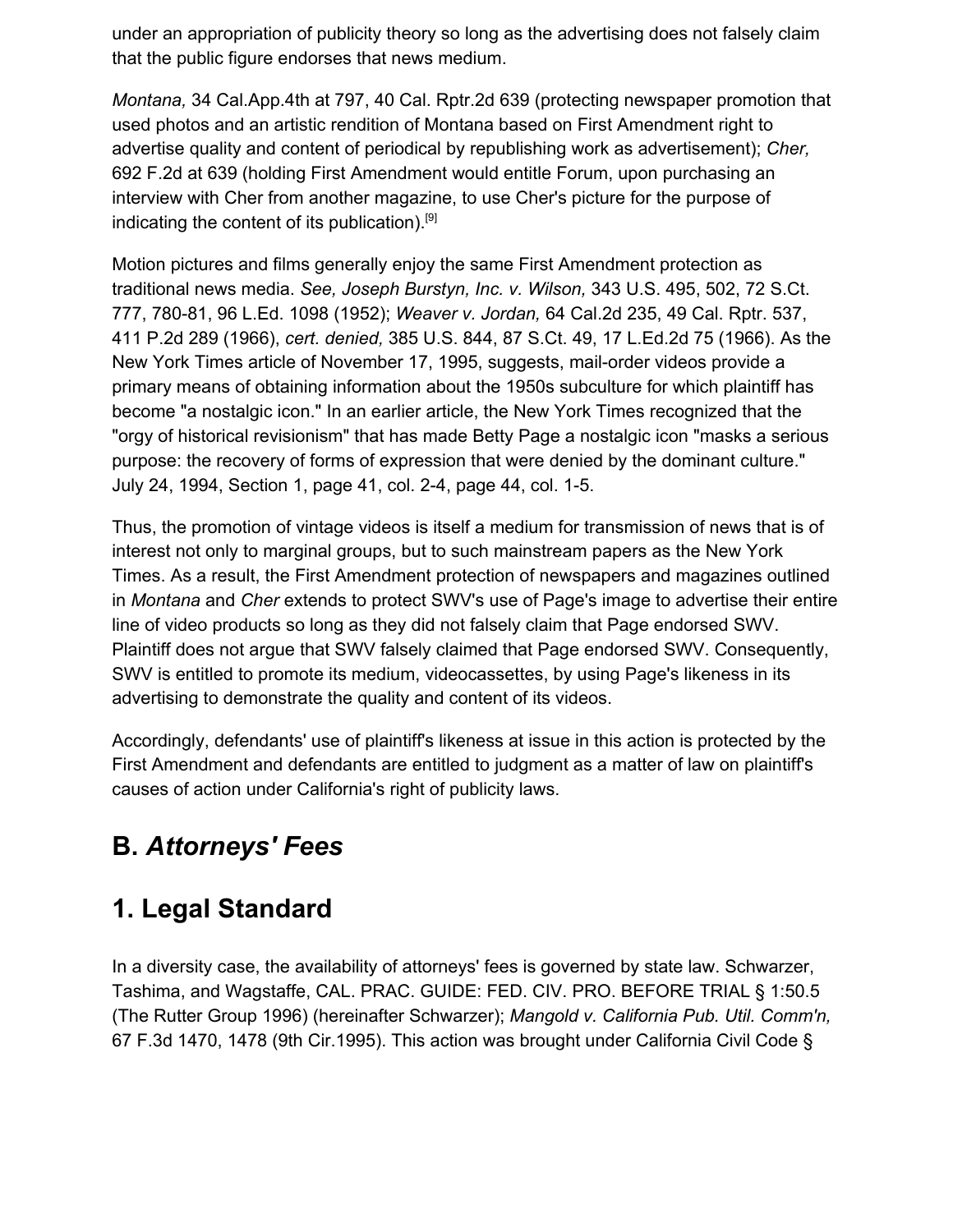under an appropriation of publicity theory so long as the advertising does not falsely claim that the public figure endorses that news medium.

*Montana,* 34 Cal.App.4th at 797, 40 Cal. Rptr.2d 639 (protecting newspaper promotion that used photos and an artistic rendition of Montana based on First Amendment right to advertise quality and content of periodical by republishing work as advertisement); *Cher,* 692 F.2d at 639 (holding First Amendment would entitle Forum, upon purchasing an interview with Cher from another magazine, to use Cher's picture for the purpose of indicating the content of its publication).[9]

Motion pictures and films generally enjoy the same First Amendment protection as traditional news media. *See, Joseph Burstyn, Inc. v. Wilson,* 343 U.S. 495, 502, 72 S.Ct. 777, 780-81, 96 L.Ed. 1098 (1952); *Weaver v. Jordan,* 64 Cal.2d 235, 49 Cal. Rptr. 537, 411 P.2d 289 (1966), *cert. denied,* 385 U.S. 844, 87 S.Ct. 49, 17 L.Ed.2d 75 (1966). As the New York Times article of November 17, 1995, suggests, mail-order videos provide a primary means of obtaining information about the 1950s subculture for which plaintiff has become "a nostalgic icon." In an earlier article, the New York Times recognized that the "orgy of historical revisionism" that has made Betty Page a nostalgic icon "masks a serious purpose: the recovery of forms of expression that were denied by the dominant culture." July 24, 1994, Section 1, page 41, col. 2-4, page 44, col. 1-5.

Thus, the promotion of vintage videos is itself a medium for transmission of news that is of interest not only to marginal groups, but to such mainstream papers as the New York Times. As a result, the First Amendment protection of newspapers and magazines outlined in *Montana* and *Cher* extends to protect SWV's use of Page's image to advertise their entire line of video products so long as they did not falsely claim that Page endorsed SWV. Plaintiff does not argue that SWV falsely claimed that Page endorsed SWV. Consequently, SWV is entitled to promote its medium, videocassettes, by using Page's likeness in its advertising to demonstrate the quality and content of its videos.

Accordingly, defendants' use of plaintiff's likeness at issue in this action is protected by the First Amendment and defendants are entitled to judgment as a matter of law on plaintiff's causes of action under California's right of publicity laws.

## B. *Attorneys' Fees*

## 1. Legal Standard

In a diversity case, the availability of attorneys' fees is governed by state law. Schwarzer, Tashima, and Wagstaffe, CAL. PRAC. GUIDE: FED. CIV. PRO. BEFORE TRIAL § 1:50.5 (The Rutter Group 1996) (hereinafter Schwarzer); *Mangold v. California Pub. Util. Comm'n,* 67 F.3d 1470, 1478 (9th Cir.1995). This action was brought under California Civil Code §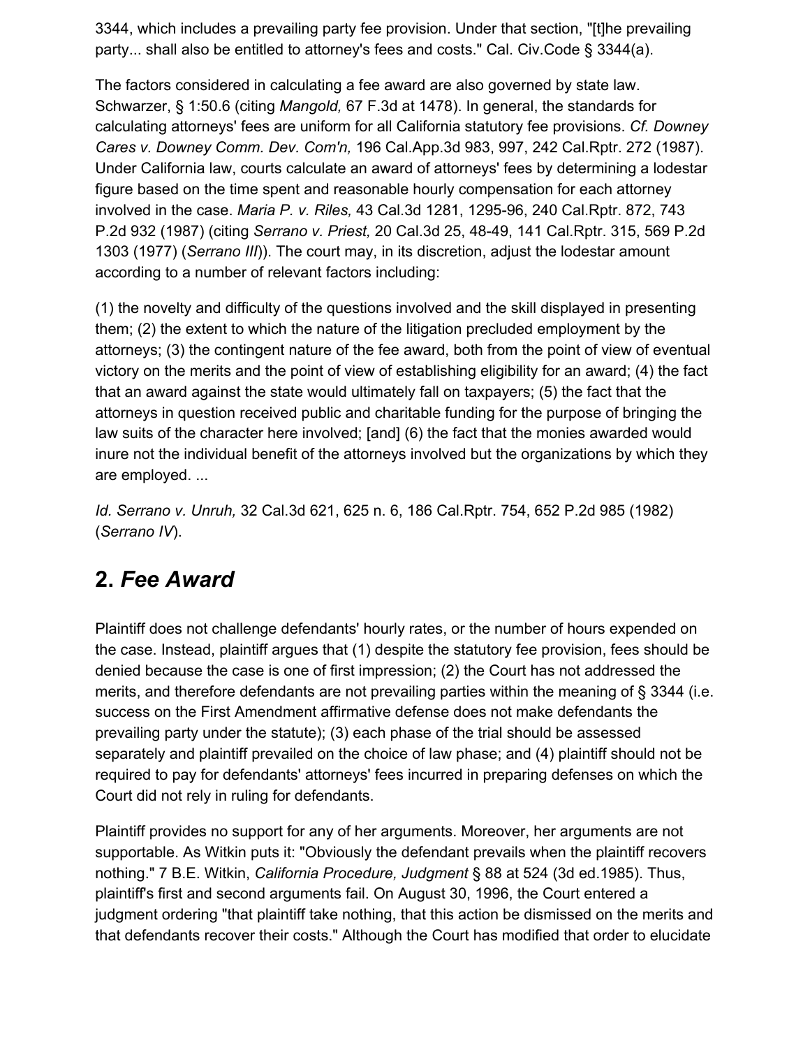3344, which includes a prevailing party fee provision. Under that section, "[t]he prevailing party... shall also be entitled to attorney's fees and costs." Cal. Civ.Code § 3344(a).

The factors considered in calculating a fee award are also governed by state law. Schwarzer, § 1:50.6 (citing *Mangold,* 67 F.3d at 1478). In general, the standards for calculating attorneys' fees are uniform for all California statutory fee provisions. *Cf. Downey Cares v. Downey Comm. Dev. Com'n,* 196 Cal.App.3d 983, 997, 242 Cal.Rptr. 272 (1987). Under California law, courts calculate an award of attorneys' fees by determining a lodestar figure based on the time spent and reasonable hourly compensation for each attorney involved in the case. *Maria P. v. Riles,* 43 Cal.3d 1281, 1295-96, 240 Cal.Rptr. 872, 743 P.2d 932 (1987) (citing *Serrano v. Priest,* 20 Cal.3d 25, 48-49, 141 Cal.Rptr. 315, 569 P.2d 1303 (1977) (*Serrano III*)). The court may, in its discretion, adjust the lodestar amount according to a number of relevant factors including:

(1) the novelty and difficulty of the questions involved and the skill displayed in presenting them; (2) the extent to which the nature of the litigation precluded employment by the attorneys; (3) the contingent nature of the fee award, both from the point of view of eventual victory on the merits and the point of view of establishing eligibility for an award; (4) the fact that an award against the state would ultimately fall on taxpayers; (5) the fact that the attorneys in question received public and charitable funding for the purpose of bringing the law suits of the character here involved; [and] (6) the fact that the monies awarded would inure not the individual benefit of the attorneys involved but the organizations by which they are employed. ...

*Id. Serrano v. Unruh,* 32 Cal.3d 621, 625 n. 6, 186 Cal.Rptr. 754, 652 P.2d 985 (1982) (*Serrano IV*).

## 2. *Fee Award*

Plaintiff does not challenge defendants' hourly rates, or the number of hours expended on the case. Instead, plaintiff argues that (1) despite the statutory fee provision, fees should be denied because the case is one of first impression; (2) the Court has not addressed the merits, and therefore defendants are not prevailing parties within the meaning of § 3344 (i.e. success on the First Amendment affirmative defense does not make defendants the prevailing party under the statute); (3) each phase of the trial should be assessed separately and plaintiff prevailed on the choice of law phase; and (4) plaintiff should not be required to pay for defendants' attorneys' fees incurred in preparing defenses on which the Court did not rely in ruling for defendants.

Plaintiff provides no support for any of her arguments. Moreover, her arguments are not supportable. As Witkin puts it: "Obviously the defendant prevails when the plaintiff recovers nothing." 7 B.E. Witkin, *California Procedure, Judgment* § 88 at 524 (3d ed.1985). Thus, plaintiff's first and second arguments fail. On August 30, 1996, the Court entered a judgment ordering "that plaintiff take nothing, that this action be dismissed on the merits and that defendants recover their costs." Although the Court has modified that order to elucidate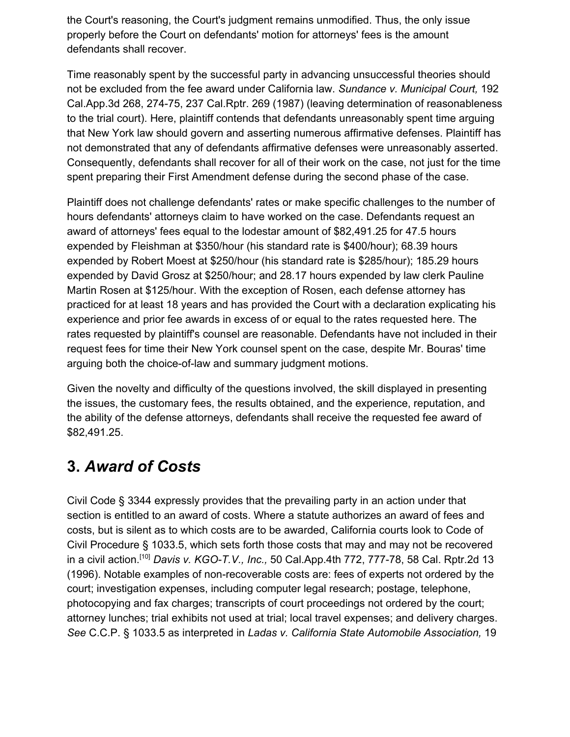the Court's reasoning, the Court's judgment remains unmodified. Thus, the only issue properly before the Court on defendants' motion for attorneys' fees is the amount defendants shall recover.

Time reasonably spent by the successful party in advancing unsuccessful theories should not be excluded from the fee award under California law. *Sundance v. Municipal Court,* 192 Cal.App.3d 268, 274-75, 237 Cal.Rptr. 269 (1987) (leaving determination of reasonableness to the trial court). Here, plaintiff contends that defendants unreasonably spent time arguing that New York law should govern and asserting numerous affirmative defenses. Plaintiff has not demonstrated that any of defendants affirmative defenses were unreasonably asserted. Consequently, defendants shall recover for all of their work on the case, not just for the time spent preparing their First Amendment defense during the second phase of the case.

Plaintiff does not challenge defendants' rates or make specific challenges to the number of hours defendants' attorneys claim to have worked on the case. Defendants request an award of attorneys' fees equal to the lodestar amount of $82,491.25 for 47.5 hours expended by Fleishman at $350/hour (his standard rate is $400/hour); 68.39 hours expended by Robert Moest at $250/hour (his standard rate is $285/hour); 185.29 hours expended by David Grosz at $250/hour; and 28.17 hours expended by law clerk Pauline Martin Rosen at $125/hour. With the exception of Rosen, each defense attorney has practiced for at least 18 years and has provided the Court with a declaration explicating his experience and prior fee awards in excess of or equal to the rates requested here. The rates requested by plaintiff's counsel are reasonable. Defendants have not included in their request fees for time their New York counsel spent on the case, despite Mr. Bouras' time arguing both the choice-of-law and summary judgment motions.

Given the novelty and difficulty of the questions involved, the skill displayed in presenting the issues, the customary fees, the results obtained, and the experience, reputation, and the ability of the defense attorneys, defendants shall receive the requested fee award of $82,491.25.

## 3. *Award of Costs*

Civil Code § 3344 expressly provides that the prevailing party in an action under that section is entitled to an award of costs. Where a statute authorizes an award of fees and costs, but is silent as to which costs are to be awarded, California courts look to Code of Civil Procedure § 1033.5, which sets forth those costs that may and may not be recovered in a civil action.[10] *Davis v. KGO-T.V., Inc.,* 50 Cal.App.4th 772, 777-78, 58 Cal. Rptr.2d 13 (1996). Notable examples of non-recoverable costs are: fees of experts not ordered by the court; investigation expenses, including computer legal research; postage, telephone, photocopying and fax charges; transcripts of court proceedings not ordered by the court; attorney lunches; trial exhibits not used at trial; local travel expenses; and delivery charges. *See* C.C.P. § 1033.5 as interpreted in *Ladas v. California State Automobile Association,* 19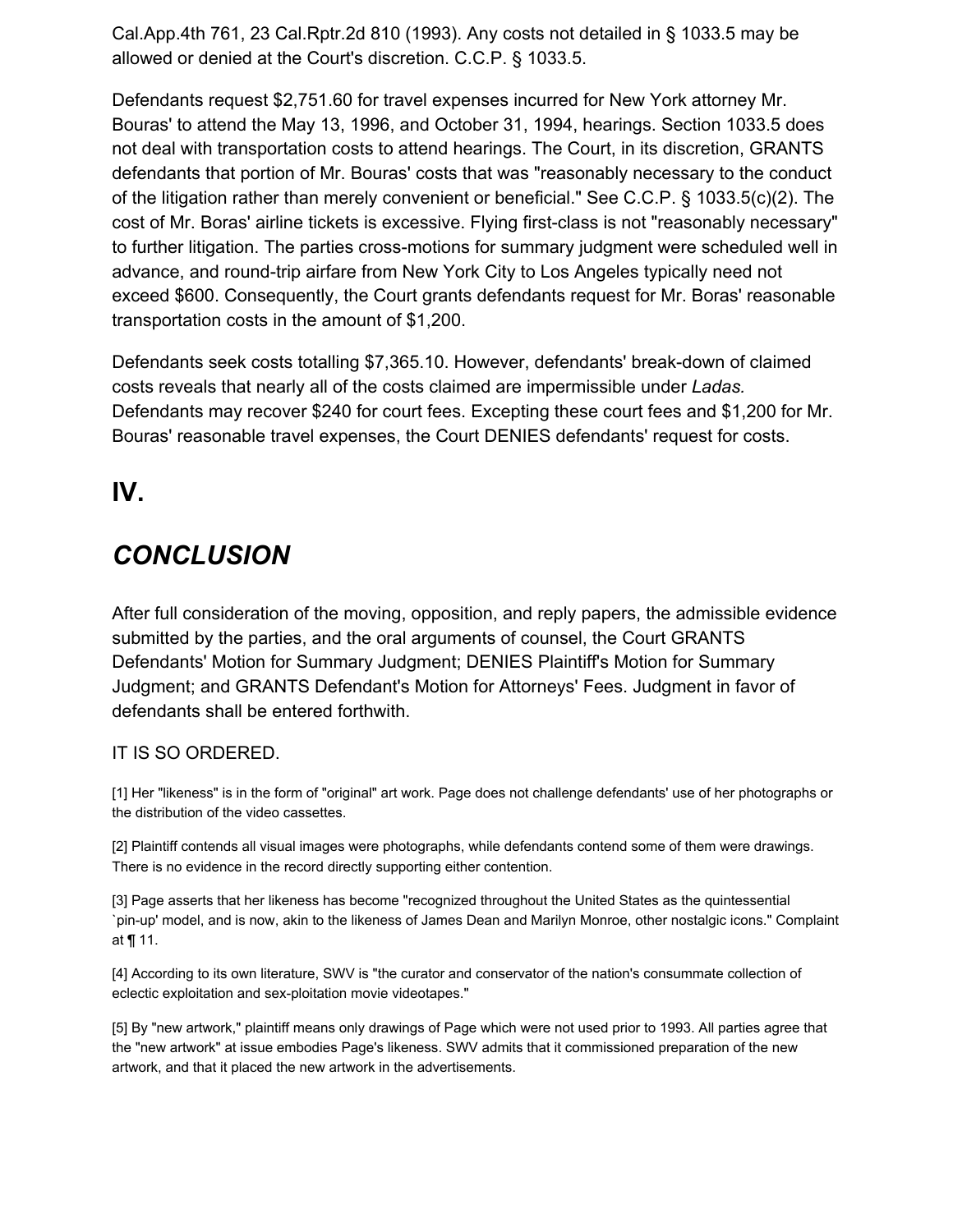Cal.App.4th 761, 23 Cal.Rptr.2d 810 (1993). Any costs not detailed in § 1033.5 may be allowed or denied at the Court's discretion. C.C.P. § 1033.5.

Defendants request $2,751.60 for travel expenses incurred for New York attorney Mr. Bouras' to attend the May 13, 1996, and October 31, 1994, hearings. Section 1033.5 does not deal with transportation costs to attend hearings. The Court, in its discretion, GRANTS defendants that portion of Mr. Bouras' costs that was "reasonably necessary to the conduct of the litigation rather than merely convenient or beneficial." See C.C.P. § 1033.5(c)(2). The cost of Mr. Boras' airline tickets is excessive. Flying first-class is not "reasonably necessary" to further litigation. The parties cross-motions for summary judgment were scheduled well in advance, and round-trip airfare from New York City to Los Angeles typically need not exceed $600. Consequently, the Court grants defendants request for Mr. Boras' reasonable transportation costs in the amount of $1,200.

Defendants seek costs totalling $7,365.10. However, defendants' break-down of claimed costs reveals that nearly all of the costs claimed are impermissible under *Ladas.* Defendants may recover $240 for court fees. Excepting these court fees and $1,200 for Mr. Bouras' reasonable travel expenses, the Court DENIES defendants' request for costs.

# IV.

# *CONCLUSION*

After full consideration of the moving, opposition, and reply papers, the admissible evidence submitted by the parties, and the oral arguments of counsel, the Court GRANTS Defendants' Motion for Summary Judgment; DENIES Plaintiff's Motion for Summary Judgment; and GRANTS Defendant's Motion for Attorneys' Fees. Judgment in favor of defendants shall be entered forthwith.

IT IS SO ORDERED.

[1] Her "likeness" is in the form of "original" art work. Page does not challenge defendants' use of her photographs or the distribution of the video cassettes.

[2] Plaintiff contends all visual images were photographs, while defendants contend some of them were drawings. There is no evidence in the record directly supporting either contention.

[3] Page asserts that her likeness has become "recognized throughout the United States as the quintessential `pin-up' model, and is now, akin to the likeness of James Dean and Marilyn Monroe, other nostalgic icons." Complaint at ¶ 11.

[4] According to its own literature, SWV is "the curator and conservator of the nation's consummate collection of eclectic exploitation and sex-ploitation movie videotapes."

[5] By "new artwork," plaintiff means only drawings of Page which were not used prior to 1993. All parties agree that the "new artwork" at issue embodies Page's likeness. SWV admits that it commissioned preparation of the new artwork, and that it placed the new artwork in the advertisements.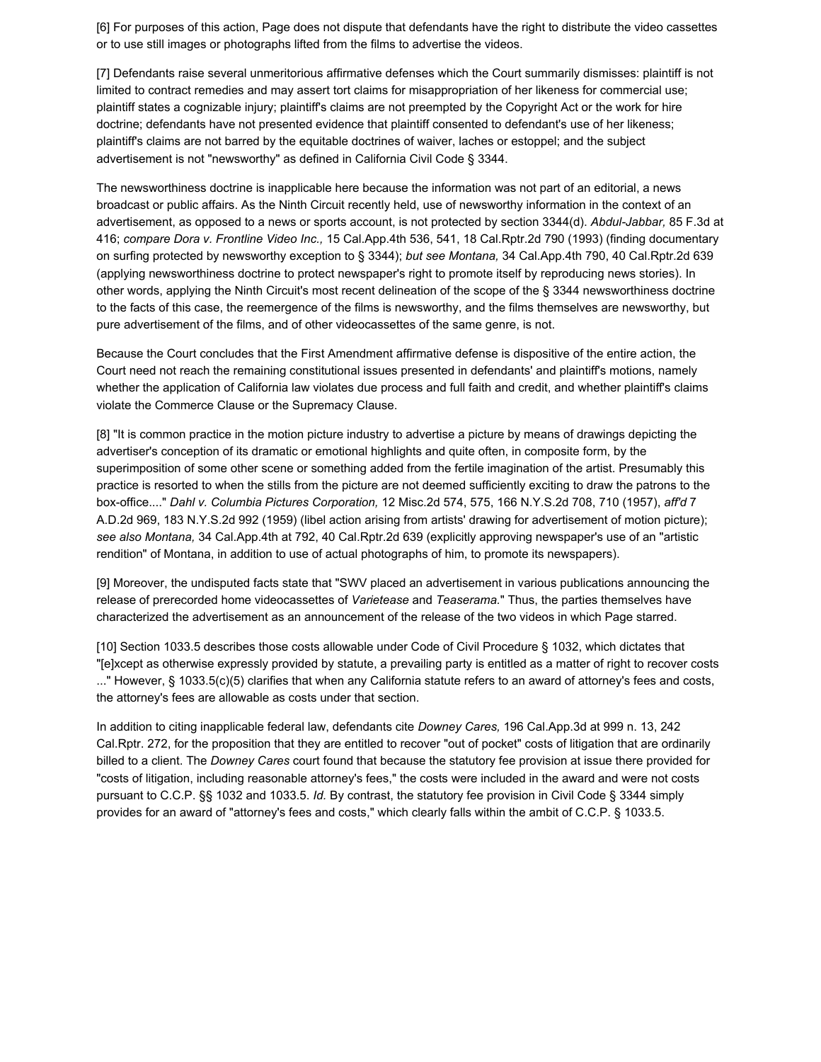[6] For purposes of this action, Page does not dispute that defendants have the right to distribute the video cassettes or to use still images or photographs lifted from the films to advertise the videos.

[7] Defendants raise several unmeritorious affirmative defenses which the Court summarily dismisses: plaintiff is not limited to contract remedies and may assert tort claims for misappropriation of her likeness for commercial use; plaintiff states a cognizable injury; plaintiff's claims are not preempted by the Copyright Act or the work for hire doctrine; defendants have not presented evidence that plaintiff consented to defendant's use of her likeness; plaintiff's claims are not barred by the equitable doctrines of waiver, laches or estoppel; and the subject advertisement is not "newsworthy" as defined in California Civil Code § 3344.

The newsworthiness doctrine is inapplicable here because the information was not part of an editorial, a news broadcast or public affairs. As the Ninth Circuit recently held, use of newsworthy information in the context of an advertisement, as opposed to a news or sports account, is not protected by section 3344(d). *Abdul-Jabbar,* 85 F.3d at 416; *compare Dora v. Frontline Video Inc.,* 15 Cal.App.4th 536, 541, 18 Cal.Rptr.2d 790 (1993) (finding documentary on surfing protected by newsworthy exception to § 3344); *but see Montana,* 34 Cal.App.4th 790, 40 Cal.Rptr.2d 639 (applying newsworthiness doctrine to protect newspaper's right to promote itself by reproducing news stories). In other words, applying the Ninth Circuit's most recent delineation of the scope of the § 3344 newsworthiness doctrine to the facts of this case, the reemergence of the films is newsworthy, and the films themselves are newsworthy, but pure advertisement of the films, and of other videocassettes of the same genre, is not.

Because the Court concludes that the First Amendment affirmative defense is dispositive of the entire action, the Court need not reach the remaining constitutional issues presented in defendants' and plaintiff's motions, namely whether the application of California law violates due process and full faith and credit, and whether plaintiff's claims violate the Commerce Clause or the Supremacy Clause.

[8] "It is common practice in the motion picture industry to advertise a picture by means of drawings depicting the advertiser's conception of its dramatic or emotional highlights and quite often, in composite form, by the superimposition of some other scene or something added from the fertile imagination of the artist. Presumably this practice is resorted to when the stills from the picture are not deemed sufficiently exciting to draw the patrons to the box-office...." *Dahl v. Columbia Pictures Corporation,* 12 Misc.2d 574, 575, 166 N.Y.S.2d 708, 710 (1957), *aff'd* 7 A.D.2d 969, 183 N.Y.S.2d 992 (1959) (libel action arising from artists' drawing for advertisement of motion picture); *see also Montana,* 34 Cal.App.4th at 792, 40 Cal.Rptr.2d 639 (explicitly approving newspaper's use of an "artistic rendition" of Montana, in addition to use of actual photographs of him, to promote its newspapers).

[9] Moreover, the undisputed facts state that "SWV placed an advertisement in various publications announcing the release of prerecorded home videocassettes of *Varietease* and *Teaserama.*" Thus, the parties themselves have characterized the advertisement as an announcement of the release of the two videos in which Page starred.

[10] Section 1033.5 describes those costs allowable under Code of Civil Procedure § 1032, which dictates that "[e]xcept as otherwise expressly provided by statute, a prevailing party is entitled as a matter of right to recover costs ..." However, § 1033.5(c)(5) clarifies that when any California statute refers to an award of attorney's fees and costs, the attorney's fees are allowable as costs under that section.

In addition to citing inapplicable federal law, defendants cite *Downey Cares,* 196 Cal.App.3d at 999 n. 13, 242 Cal.Rptr. 272, for the proposition that they are entitled to recover "out of pocket" costs of litigation that are ordinarily billed to a client. The *Downey Cares* court found that because the statutory fee provision at issue there provided for "costs of litigation, including reasonable attorney's fees," the costs were included in the award and were not costs pursuant to C.C.P. §§ 1032 and 1033.5. *Id.* By contrast, the statutory fee provision in Civil Code § 3344 simply provides for an award of "attorney's fees and costs," which clearly falls within the ambit of C.C.P. § 1033.5.